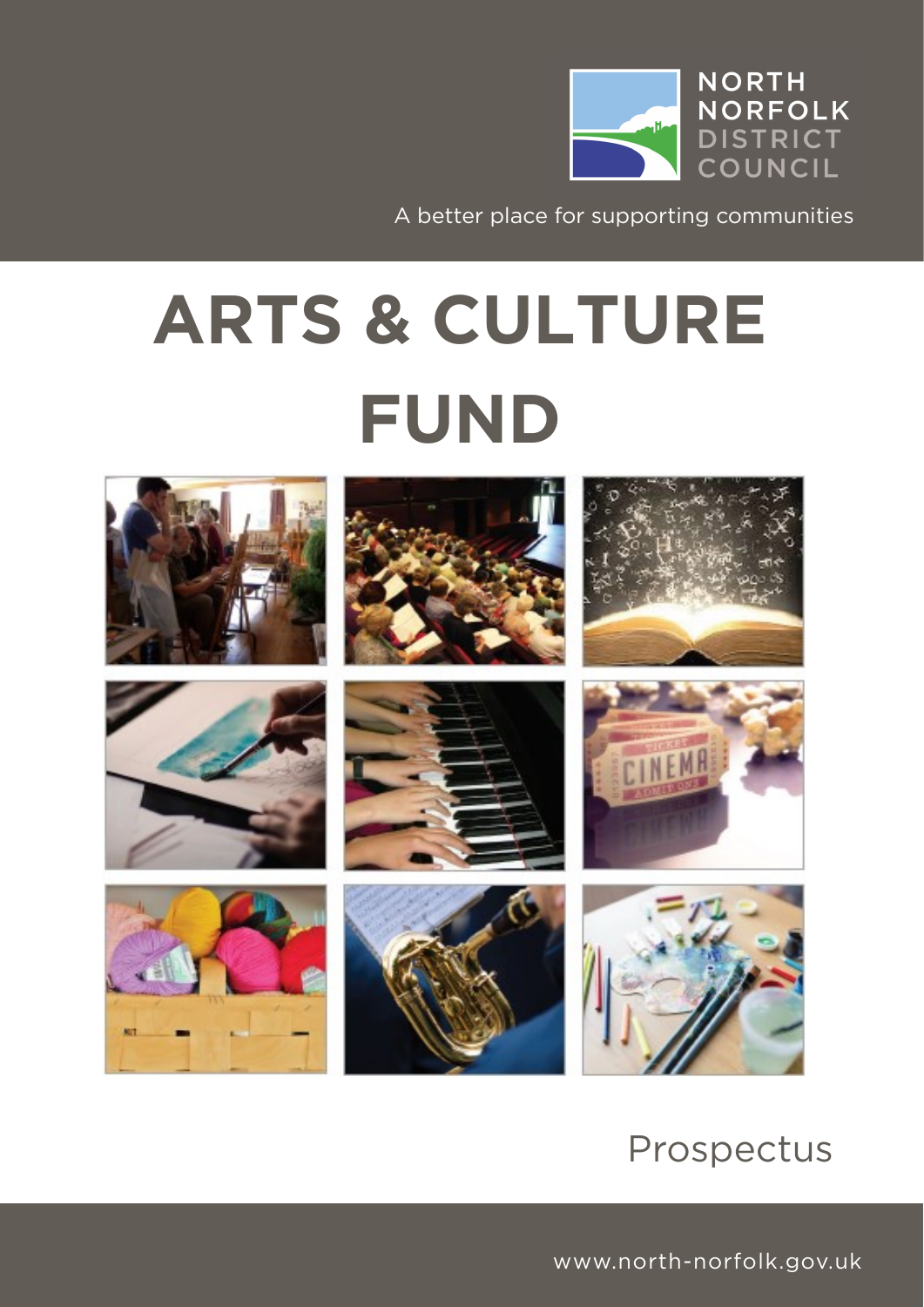NORTH NORFOLK DISTRICT COUNCIL

A better place for supporting communities

# ARTS & CULTURE FUND

Prospectus

www.north-norfolk.gov.uk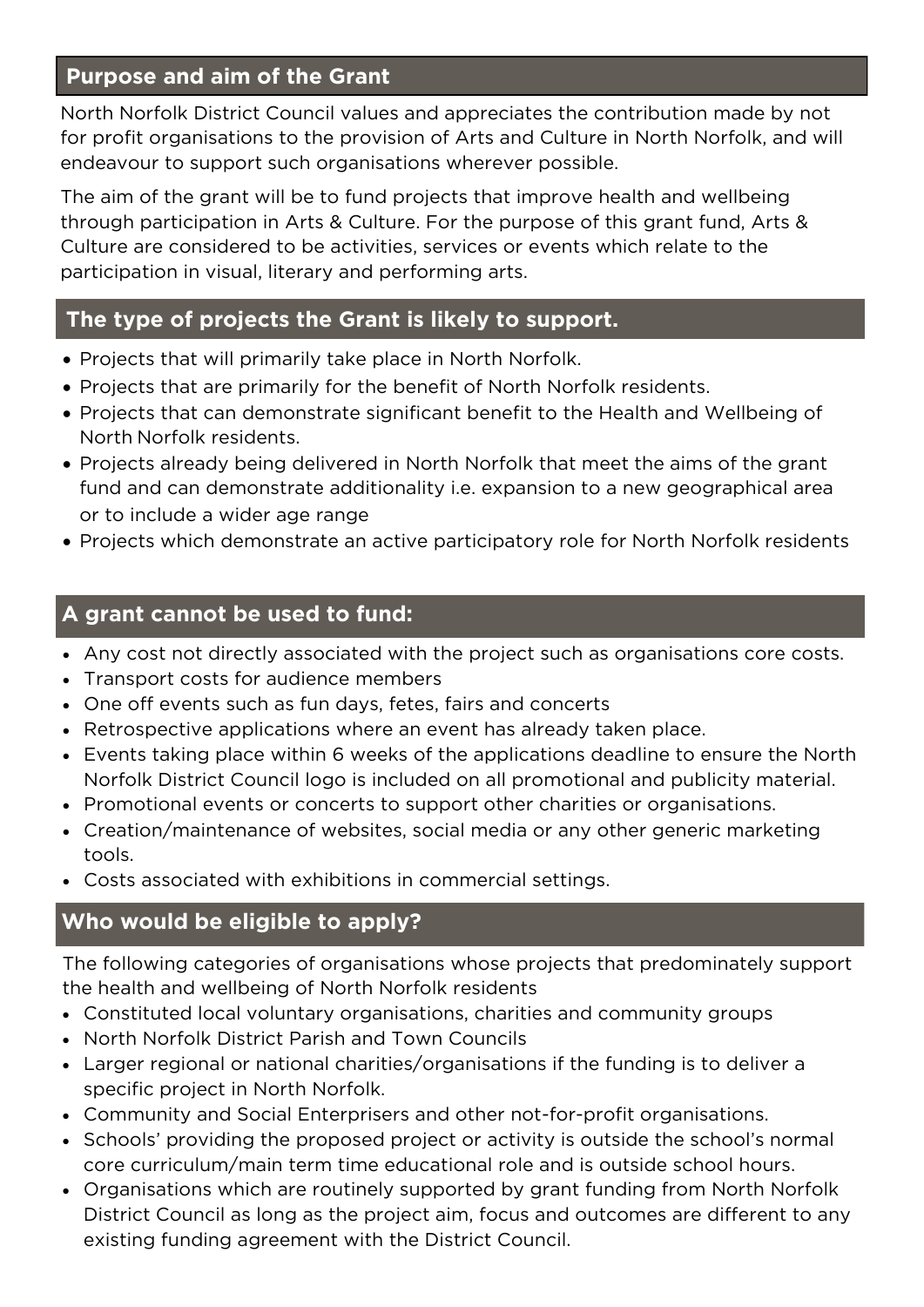## Purpose and aim of the Grant

North Norfolk District Council values and appreciates the contribution made by not for profit organisations to the provision of Arts and Culture in North Norfolk, and will endeavour to support such organisations wherever possible.

The aim of the grant will be to fund projects that improve health and wellbeing through participation in Arts & Culture. For the purpose of this grant fund, Arts & Culture are considered to be activities, services or events which relate to the participation in visual, literary and performing arts.

## The type of projects the Grant is likely to support.

- Projects that will primarily take place in North Norfolk.
- Projects that are primarily for the benefit of North Norfolk residents.
- Projects that can demonstrate significant benefit to the Health and Wellbeing of North Norfolk residents.
- Projects already being delivered in North Norfolk that meet the aims of the grant fund and can demonstrate additionality i.e. expansion to a new geographical area or to include a wider age range
- Projects which demonstrate an active participatory role for North Norfolk residents

## A grant cannot be used to fund:

- Any cost not directly associated with the project such as organisations core costs.
- Transport costs for audience members
- One off events such as fun days, fetes, fairs and concerts
- Retrospective applications where an event has already taken place.
- Events taking place within 6 weeks of the applications deadline to ensure the North Norfolk District Council logo is included on all promotional and publicity material.
- Promotional events or concerts to support other charities or organisations.
- Creation/maintenance of websites, social media or any other generic marketing tools.
- Costs associated with exhibitions in commercial settings.

## Who would be eligible to apply?

The following categories of organisations whose projects that predominately support the health and wellbeing of North Norfolk residents

- Constituted local voluntary organisations, charities and community groups
- North Norfolk District Parish and Town Councils
- Larger regional or national charities/organisations if the funding is to deliver a specific project in North Norfolk.
- Community and Social Enterprisers and other not-for-profit organisations.
- Schools' providing the proposed project or activity is outside the school's normal core curriculum/main term time educational role and is outside school hours.
- Organisations which are routinely supported by grant funding from North Norfolk District Council as long as the project aim, focus and outcomes are different to any existing funding agreement with the District Council.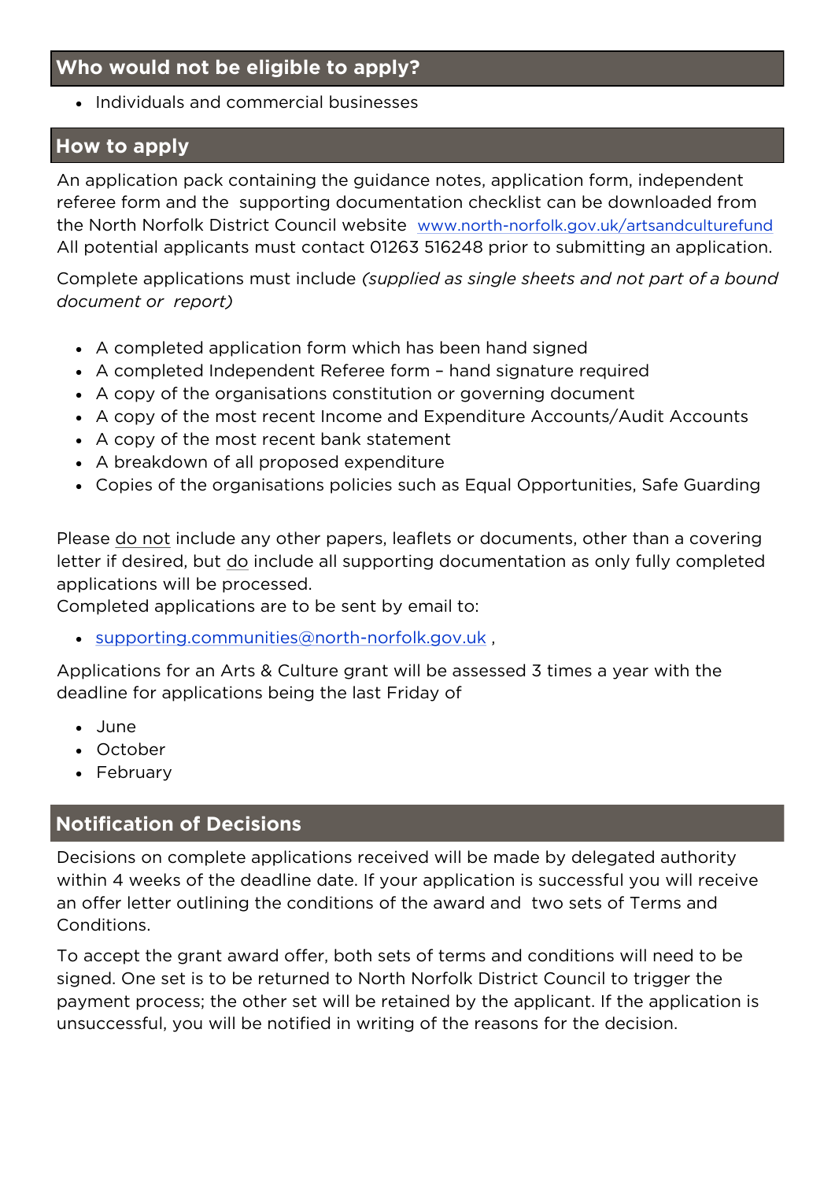## Who would not be eligible to apply?

- Individuals and commercial businesses

## How to apply

An application pack containing the guidance notes, application form, independent referee form and the supporting documentation checklist can be downloaded from the North Norfolk District Council website www.north-norfolk.gov.uk/artsandculturefund All potential applicants must contact 01263 516248 prior to submitting an application.

Complete applications must include *(supplied as single sheets and not part of a bound document or report)*

- A completed application form which has been hand signed
- A completed Independent Referee form – hand signature required
- A copy of the organisations constitution or governing document
- A copy of the most recent Income and Expenditure Accounts/Audit Accounts
- A copy of the most recent bank statement
- A breakdown of all proposed expenditure
- Copies of the organisations policies such as Equal Opportunities, Safe Guarding

Please <u>do not</u> include any other papers, leaflets or documents, other than a covering letter if desired, but <u>do</u> include all supporting documentation as only fully completed applications will be processed.
Completed applications are to be sent by email to:

- supporting.communities@north-norfolk.gov.uk ,

Applications for an Arts & Culture grant will be assessed 3 times a year with the deadline for applications being the last Friday of

- June
- October
- February

## Notification of Decisions

Decisions on complete applications received will be made by delegated authority within 4 weeks of the deadline date. If your application is successful you will receive an offer letter outlining the conditions of the award and two sets of Terms and Conditions.

To accept the grant award offer, both sets of terms and conditions will need to be signed. One set is to be returned to North Norfolk District Council to trigger the payment process; the other set will be retained by the applicant. If the application is unsuccessful, you will be notified in writing of the reasons for the decision.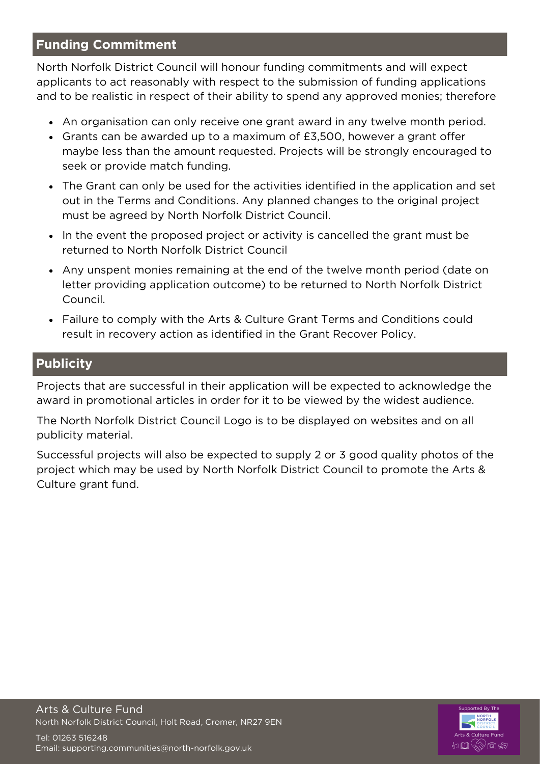## Funding Commitment

North Norfolk District Council will honour funding commitments and will expect applicants to act reasonably with respect to the submission of funding applications and to be realistic in respect of their ability to spend any approved monies; therefore

- An organisation can only receive one grant award in any twelve month period.
- Grants can be awarded up to a maximum of £3,500, however a grant offer maybe less than the amount requested. Projects will be strongly encouraged to seek or provide match funding.
- The Grant can only be used for the activities identified in the application and set out in the Terms and Conditions. Any planned changes to the original project must be agreed by North Norfolk District Council.
- In the event the proposed project or activity is cancelled the grant must be returned to North Norfolk District Council
- Any unspent monies remaining at the end of the twelve month period (date on letter providing application outcome) to be returned to North Norfolk District Council.
- Failure to comply with the Arts & Culture Grant Terms and Conditions could result in recovery action as identified in the Grant Recover Policy.

## Publicity

Projects that are successful in their application will be expected to acknowledge the award in promotional articles in order for it to be viewed by the widest audience.

The North Norfolk District Council Logo is to be displayed on websites and on all publicity material.

Successful projects will also be expected to supply 2 or 3 good quality photos of the project which may be used by North Norfolk District Council to promote the Arts & Culture grant fund.

Arts & Culture Fund
North Norfolk District Council, Holt Road, Cromer, NR27 9EN

Tel: 01263 516248
Email: supporting.communities@north-norfolk.gov.uk